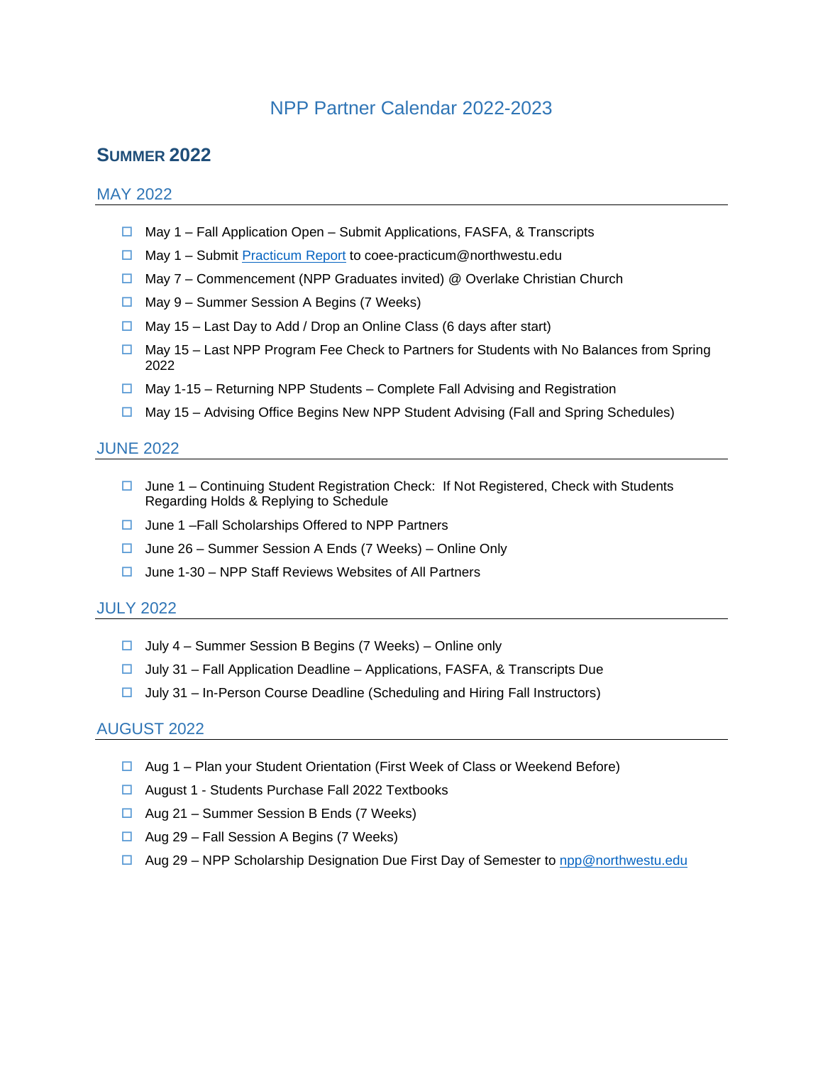# NPP Partner Calendar 2022-2023

## Summer 2022

### MAY 2022

- ☐ May 1 – Fall Application Open – Submit Applications, FASFA, & Transcripts
- ☐ May 1 – Submit Practicum Report to coee-practicum@northwestu.edu
- ☐ May 7 – Commencement (NPP Graduates invited) @ Overlake Christian Church
- ☐ May 9 – Summer Session A Begins (7 Weeks)
- ☐ May 15 – Last Day to Add / Drop an Online Class (6 days after start)
- ☐ May 15 – Last NPP Program Fee Check to Partners for Students with No Balances from Spring 2022
- ☐ May 1-15 – Returning NPP Students – Complete Fall Advising and Registration
- ☐ May 15 – Advising Office Begins New NPP Student Advising (Fall and Spring Schedules)

### JUNE 2022

- ☐ June 1 – Continuing Student Registration Check: If Not Registered, Check with Students Regarding Holds & Replying to Schedule
- ☐ June 1 –Fall Scholarships Offered to NPP Partners
- ☐ June 26 – Summer Session A Ends (7 Weeks) – Online Only
- ☐ June 1-30 – NPP Staff Reviews Websites of All Partners

### JULY 2022

- ☐ July 4 – Summer Session B Begins (7 Weeks) – Online only
- ☐ July 31 – Fall Application Deadline – Applications, FASFA, & Transcripts Due
- ☐ July 31 – In-Person Course Deadline (Scheduling and Hiring Fall Instructors)

### AUGUST 2022

- ☐ Aug 1 – Plan your Student Orientation (First Week of Class or Weekend Before)
- ☐ August 1 - Students Purchase Fall 2022 Textbooks
- ☐ Aug 21 – Summer Session B Ends (7 Weeks)
- ☐ Aug 29 – Fall Session A Begins (7 Weeks)
- ☐ Aug 29 – NPP Scholarship Designation Due First Day of Semester to npp@northwestu.edu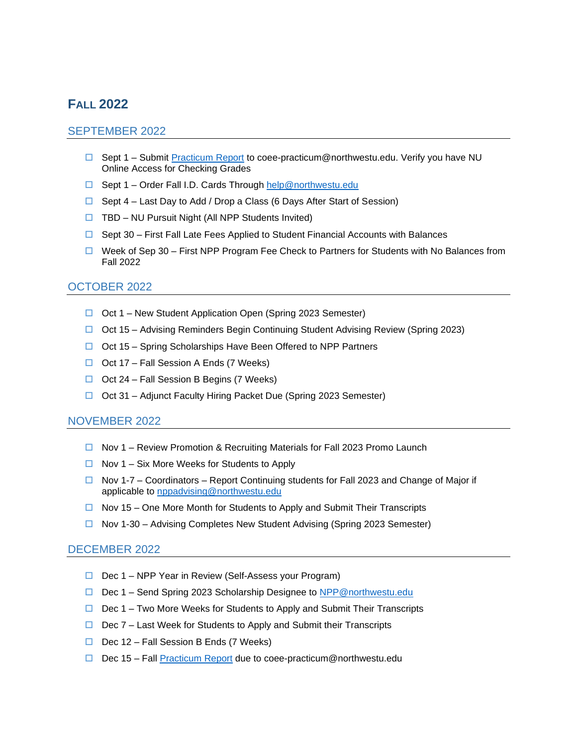# FALL 2022

## SEPTEMBER 2022

- ☐ Sept 1 – Submit Practicum Report to coee-practicum@northwestu.edu. Verify you have NU Online Access for Checking Grades
- ☐ Sept 1 – Order Fall I.D. Cards Through help@northwestu.edu
- ☐ Sept 4 – Last Day to Add / Drop a Class (6 Days After Start of Session)
- ☐ TBD – NU Pursuit Night (All NPP Students Invited)
- ☐ Sept 30 – First Fall Late Fees Applied to Student Financial Accounts with Balances
- ☐ Week of Sep 30 – First NPP Program Fee Check to Partners for Students with No Balances from Fall 2022

## OCTOBER 2022

- ☐ Oct 1 – New Student Application Open (Spring 2023 Semester)
- ☐ Oct 15 – Advising Reminders Begin Continuing Student Advising Review (Spring 2023)
- ☐ Oct 15 – Spring Scholarships Have Been Offered to NPP Partners
- ☐ Oct 17 – Fall Session A Ends (7 Weeks)
- ☐ Oct 24 – Fall Session B Begins (7 Weeks)
- ☐ Oct 31 – Adjunct Faculty Hiring Packet Due (Spring 2023 Semester)

## NOVEMBER 2022

- ☐ Nov 1 – Review Promotion & Recruiting Materials for Fall 2023 Promo Launch
- ☐ Nov 1 – Six More Weeks for Students to Apply
- ☐ Nov 1-7 – Coordinators – Report Continuing students for Fall 2023 and Change of Major if applicable to nppadvising@northwestu.edu
- ☐ Nov 15 – One More Month for Students to Apply and Submit Their Transcripts
- ☐ Nov 1-30 – Advising Completes New Student Advising (Spring 2023 Semester)

## DECEMBER 2022

- ☐ Dec 1 – NPP Year in Review (Self-Assess your Program)
- ☐ Dec 1 – Send Spring 2023 Scholarship Designee to NPP@northwestu.edu
- ☐ Dec 1 – Two More Weeks for Students to Apply and Submit Their Transcripts
- ☐ Dec 7 – Last Week for Students to Apply and Submit their Transcripts
- ☐ Dec 12 – Fall Session B Ends (7 Weeks)
- ☐ Dec 15 – Fall Practicum Report due to coee-practicum@northwestu.edu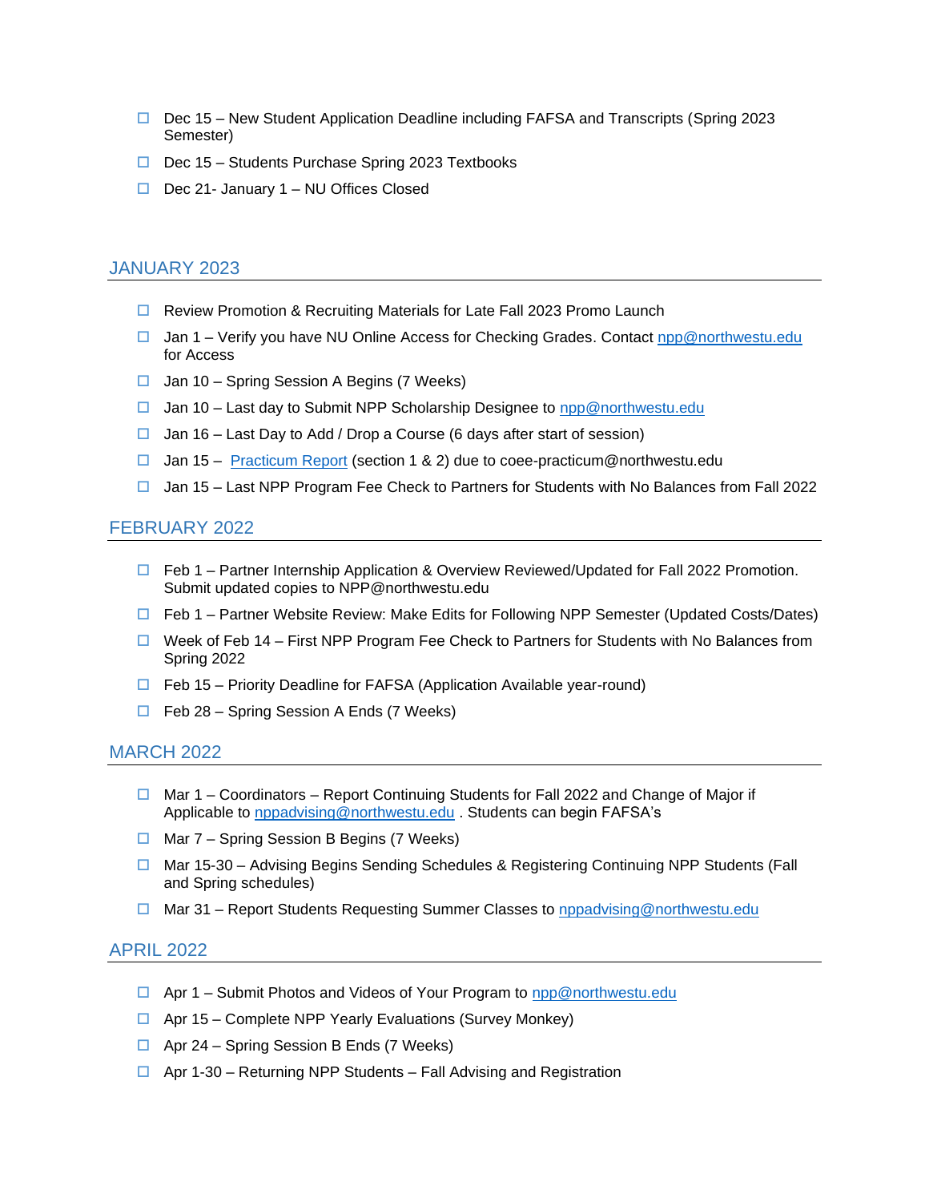- ☐ Dec 15 – New Student Application Deadline including FAFSA and Transcripts (Spring 2023 Semester)
- ☐ Dec 15 – Students Purchase Spring 2023 Textbooks
- ☐ Dec 21- January 1 – NU Offices Closed

## JANUARY 2023

- ☐ Review Promotion & Recruiting Materials for Late Fall 2023 Promo Launch
- ☐ Jan 1 – Verify you have NU Online Access for Checking Grades. Contact npp@northwestu.edu for Access
- ☐ Jan 10 – Spring Session A Begins (7 Weeks)
- ☐ Jan 10 – Last day to Submit NPP Scholarship Designee to npp@northwestu.edu
- ☐ Jan 16 – Last Day to Add / Drop a Course (6 days after start of session)
- ☐ Jan 15 – Practicum Report (section 1 & 2) due to coee-practicum@northwestu.edu
- ☐ Jan 15 – Last NPP Program Fee Check to Partners for Students with No Balances from Fall 2022

## FEBRUARY 2022

- ☐ Feb 1 – Partner Internship Application & Overview Reviewed/Updated for Fall 2022 Promotion. Submit updated copies to NPP@northwestu.edu
- ☐ Feb 1 – Partner Website Review: Make Edits for Following NPP Semester (Updated Costs/Dates)
- ☐ Week of Feb 14 – First NPP Program Fee Check to Partners for Students with No Balances from Spring 2022
- ☐ Feb 15 – Priority Deadline for FAFSA (Application Available year-round)
- ☐ Feb 28 – Spring Session A Ends (7 Weeks)

## MARCH 2022

- ☐ Mar 1 – Coordinators – Report Continuing Students for Fall 2022 and Change of Major if Applicable to nppadvising@northwestu.edu . Students can begin FAFSA's
- ☐ Mar 7 – Spring Session B Begins (7 Weeks)
- ☐ Mar 15-30 – Advising Begins Sending Schedules & Registering Continuing NPP Students (Fall and Spring schedules)
- ☐ Mar 31 – Report Students Requesting Summer Classes to nppadvising@northwestu.edu

## APRIL 2022

- ☐ Apr 1 – Submit Photos and Videos of Your Program to npp@northwestu.edu
- ☐ Apr 15 – Complete NPP Yearly Evaluations (Survey Monkey)
- ☐ Apr 24 – Spring Session B Ends (7 Weeks)
- ☐ Apr 1-30 – Returning NPP Students – Fall Advising and Registration